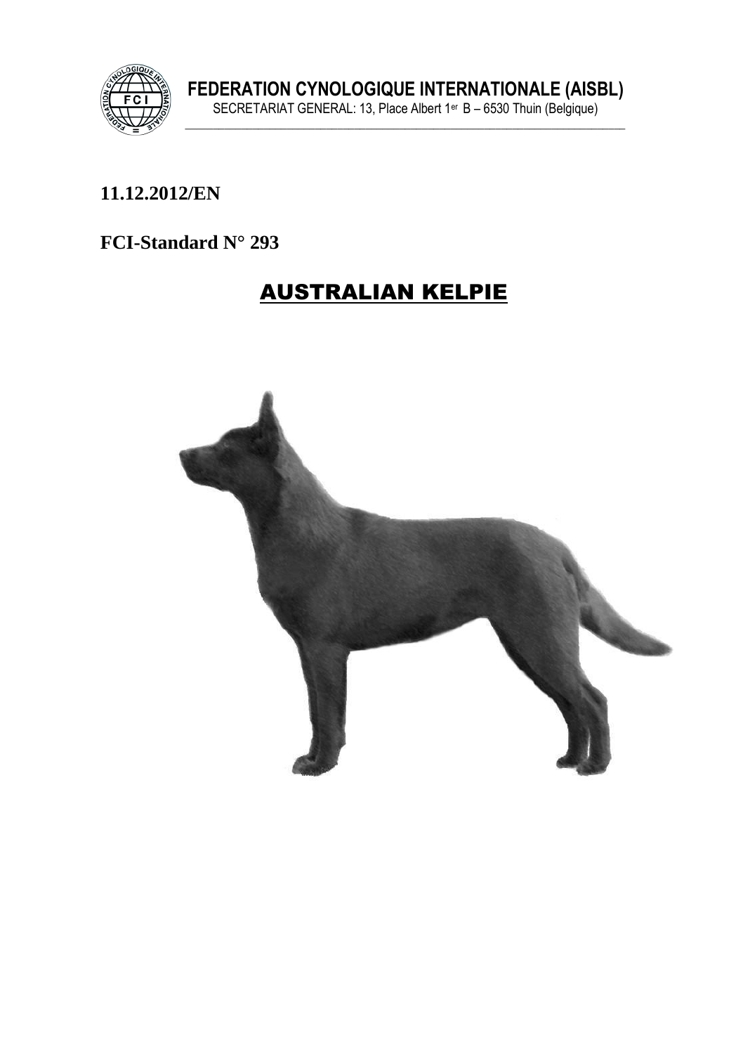**FEDERATION CYNOLOGIQUE INTERNATIONALE (AISBL)**

SECRETARIAT GENERAL: 13, Place Albert 1er B – 6530 Thuin (Belgique)

**11.12.2012/EN**

**FCI-Standard N° 293**

# AUSTRALIAN KELPIE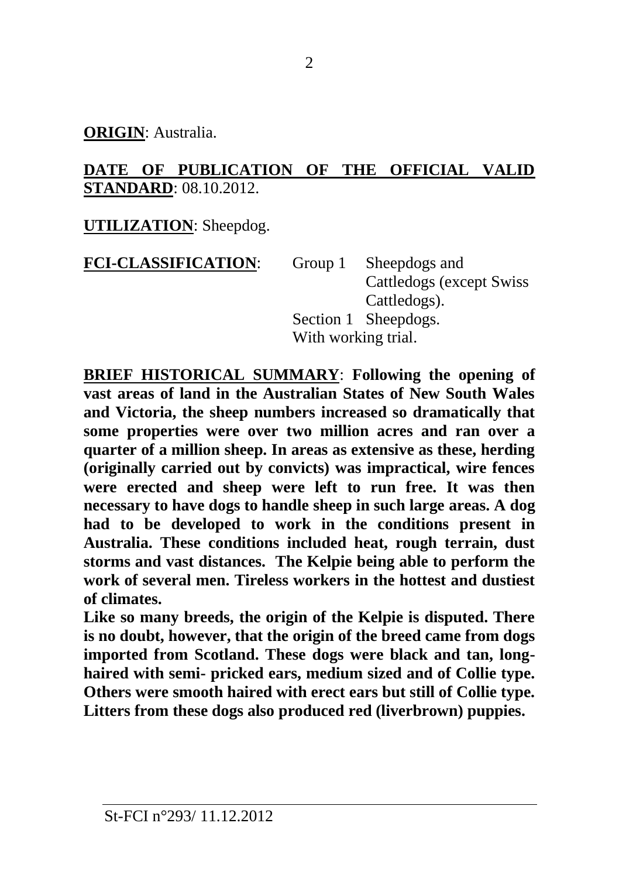**ORIGIN**: Australia.

**DATE OF PUBLICATION OF THE OFFICIAL VALID STANDARD**: 08.10.2012.

**UTILIZATION**: Sheepdog.

**FCI-CLASSIFICATION**: Group 1 Sheepdogs and Cattledogs (except Swiss Cattledogs).
Section 1 Sheepdogs.
With working trial.

**BRIEF HISTORICAL SUMMARY**: **Following the opening of vast areas of land in the Australian States of New South Wales and Victoria, the sheep numbers increased so dramatically that some properties were over two million acres and ran over a quarter of a million sheep. In areas as extensive as these, herding (originally carried out by convicts) was impractical, wire fences were erected and sheep were left to run free. It was then necessary to have dogs to handle sheep in such large areas. A dog had to be developed to work in the conditions present in Australia. These conditions included heat, rough terrain, dust storms and vast distances. The Kelpie being able to perform the work of several men. Tireless workers in the hottest and dustiest of climates.**

**Like so many breeds, the origin of the Kelpie is disputed. There is no doubt, however, that the origin of the breed came from dogs imported from Scotland. These dogs were black and tan, long-haired with semi- pricked ears, medium sized and of Collie type. Others were smooth haired with erect ears but still of Collie type. Litters from these dogs also produced red (liverbrown) puppies.**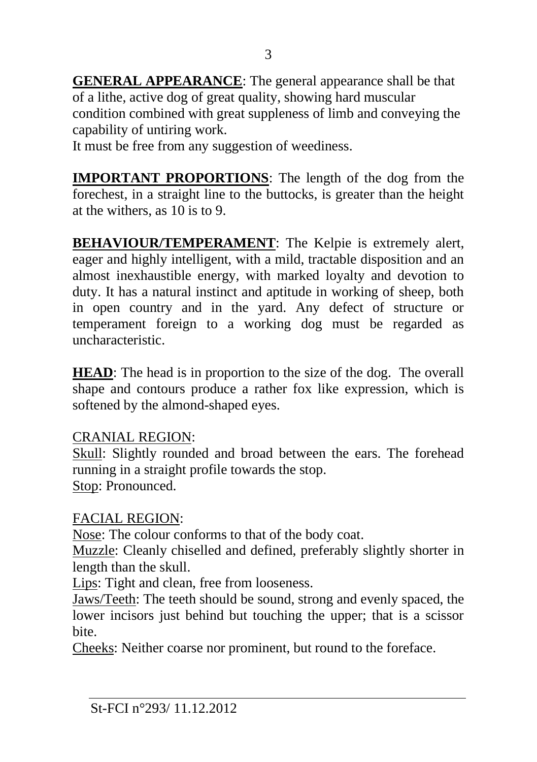**GENERAL APPEARANCE**: The general appearance shall be that of a lithe, active dog of great quality, showing hard muscular condition combined with great suppleness of limb and conveying the capability of untiring work.
It must be free from any suggestion of weediness.

**IMPORTANT PROPORTIONS**: The length of the dog from the forechest, in a straight line to the buttocks, is greater than the height at the withers, as 10 is to 9.

**BEHAVIOUR/TEMPERAMENT**: The Kelpie is extremely alert, eager and highly intelligent, with a mild, tractable disposition and an almost inexhaustible energy, with marked loyalty and devotion to duty. It has a natural instinct and aptitude in working of sheep, both in open country and in the yard. Any defect of structure or temperament foreign to a working dog must be regarded as uncharacteristic.

**HEAD**: The head is in proportion to the size of the dog. The overall shape and contours produce a rather fox like expression, which is softened by the almond-shaped eyes.

CRANIAL REGION:
Skull: Slightly rounded and broad between the ears. The forehead running in a straight profile towards the stop.
Stop: Pronounced.

FACIAL REGION:
Nose: The colour conforms to that of the body coat.
Muzzle: Cleanly chiselled and defined, preferably slightly shorter in length than the skull.
Lips: Tight and clean, free from looseness.
Jaws/Teeth: The teeth should be sound, strong and evenly spaced, the lower incisors just behind but touching the upper; that is a scissor bite.
Cheeks: Neither coarse nor prominent, but round to the foreface.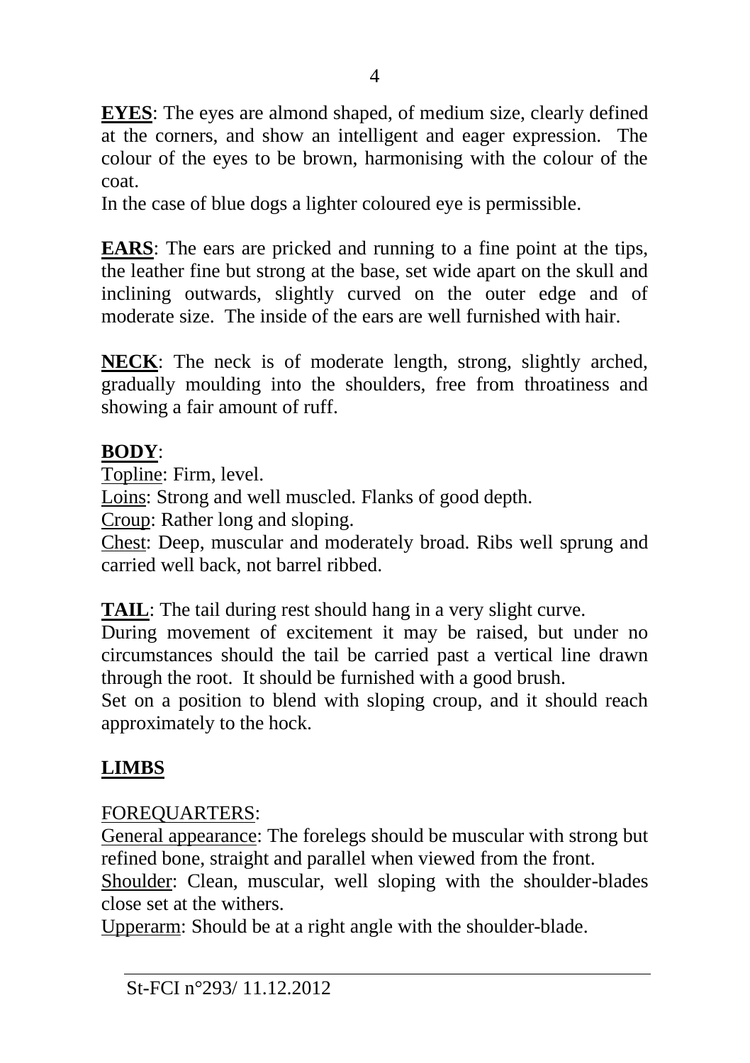**EYES**: The eyes are almond shaped, of medium size, clearly defined at the corners, and show an intelligent and eager expression. The colour of the eyes to be brown, harmonising with the colour of the coat.

In the case of blue dogs a lighter coloured eye is permissible.

**EARS**: The ears are pricked and running to a fine point at the tips, the leather fine but strong at the base, set wide apart on the skull and inclining outwards, slightly curved on the outer edge and of moderate size. The inside of the ears are well furnished with hair.

**NECK**: The neck is of moderate length, strong, slightly arched, gradually moulding into the shoulders, free from throatiness and showing a fair amount of ruff.

**BODY**:

Topline: Firm, level.

Loins: Strong and well muscled. Flanks of good depth.

Croup: Rather long and sloping.

Chest: Deep, muscular and moderately broad. Ribs well sprung and carried well back, not barrel ribbed.

**TAIL**: The tail during rest should hang in a very slight curve.

During movement of excitement it may be raised, but under no circumstances should the tail be carried past a vertical line drawn through the root. It should be furnished with a good brush.

Set on a position to blend with sloping croup, and it should reach approximately to the hock.

**LIMBS**

FOREQUARTERS:

General appearance: The forelegs should be muscular with strong but refined bone, straight and parallel when viewed from the front.

Shoulder: Clean, muscular, well sloping with the shoulder-blades close set at the withers.

Upperarm: Should be at a right angle with the shoulder-blade.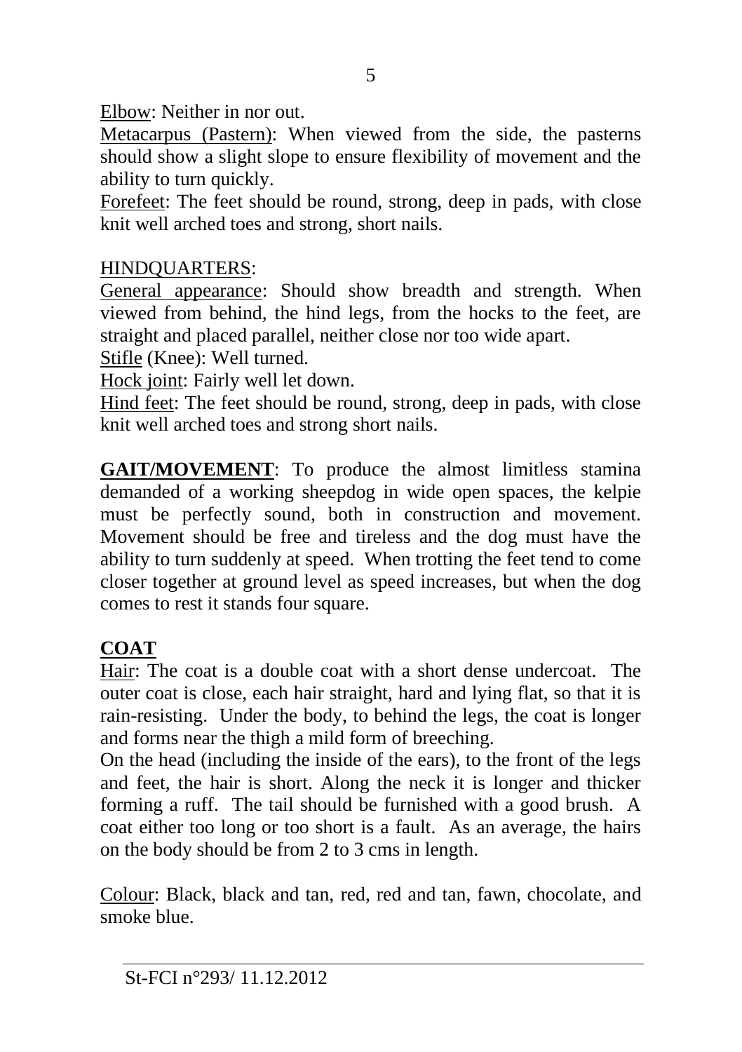Elbow: Neither in nor out.

Metacarpus (Pastern): When viewed from the side, the pasterns should show a slight slope to ensure flexibility of movement and the ability to turn quickly.

Forefeet: The feet should be round, strong, deep in pads, with close knit well arched toes and strong, short nails.

HINDQUARTERS:

General appearance: Should show breadth and strength. When viewed from behind, the hind legs, from the hocks to the feet, are straight and placed parallel, neither close nor too wide apart.

Stifle (Knee): Well turned.

Hock joint: Fairly well let down.

Hind feet: The feet should be round, strong, deep in pads, with close knit well arched toes and strong short nails.

**GAIT/MOVEMENT**: To produce the almost limitless stamina demanded of a working sheepdog in wide open spaces, the kelpie must be perfectly sound, both in construction and movement. Movement should be free and tireless and the dog must have the ability to turn suddenly at speed. When trotting the feet tend to come closer together at ground level as speed increases, but when the dog comes to rest it stands four square.

**COAT**

Hair: The coat is a double coat with a short dense undercoat. The outer coat is close, each hair straight, hard and lying flat, so that it is rain-resisting. Under the body, to behind the legs, the coat is longer and forms near the thigh a mild form of breeching.

On the head (including the inside of the ears), to the front of the legs and feet, the hair is short. Along the neck it is longer and thicker forming a ruff. The tail should be furnished with a good brush. A coat either too long or too short is a fault. As an average, the hairs on the body should be from 2 to 3 cms in length.

Colour: Black, black and tan, red, red and tan, fawn, chocolate, and smoke blue.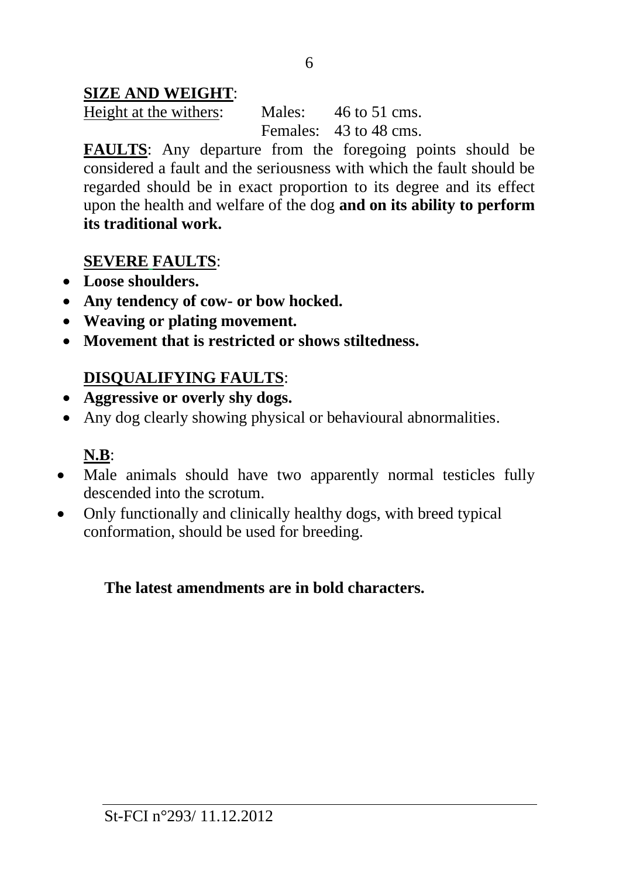**SIZE AND WEIGHT**:

Height at the withers: Males: 46 to 51 cms.
Females: 43 to 48 cms.

**FAULTS**: Any departure from the foregoing points should be considered a fault and the seriousness with which the fault should be regarded should be in exact proportion to its degree and its effect upon the health and welfare of the dog **and on its ability to perform its traditional work.**

**SEVERE FAULTS**:

- **Loose shoulders.**
- **Any tendency of cow- or bow hocked.**
- **Weaving or plating movement.**
- **Movement that is restricted or shows stiltedness.**

**DISQUALIFYING FAULTS**:

- **Aggressive or overly shy dogs.**
- Any dog clearly showing physical or behavioural abnormalities.

**N.B**:

- Male animals should have two apparently normal testicles fully descended into the scrotum.
- Only functionally and clinically healthy dogs, with breed typical conformation, should be used for breeding.

**The latest amendments are in bold characters.**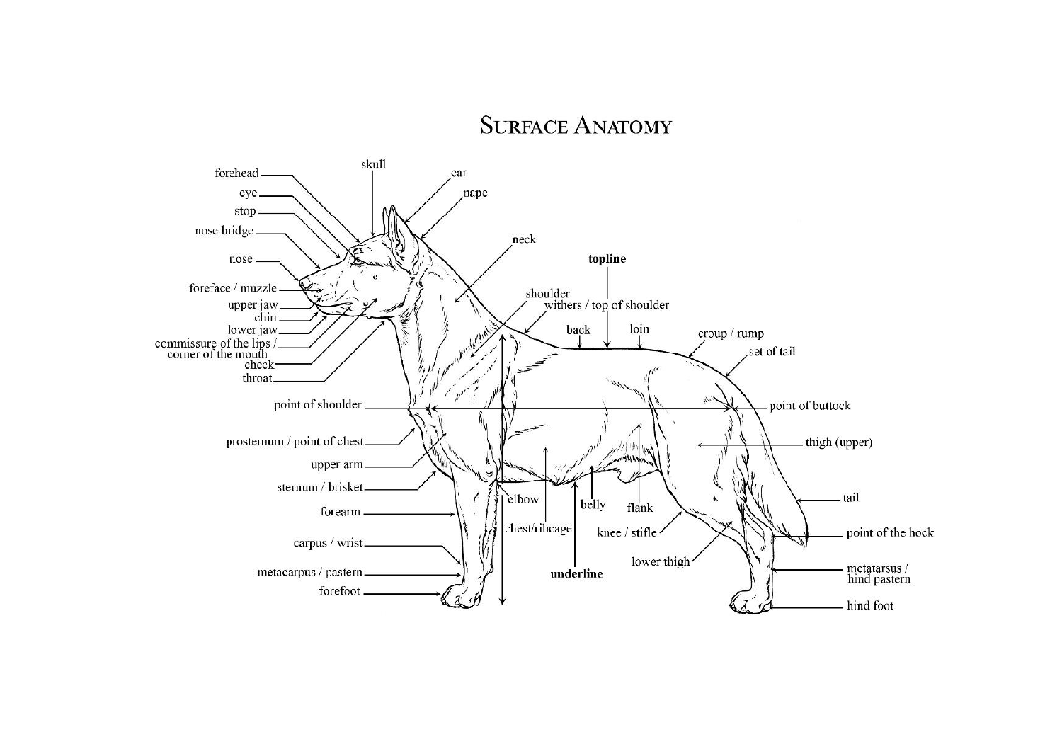# Surface Anatomy

forehead
eye
stop
nose bridge
nose
foreface / muzzle
upper jaw
chin
lower jaw
commissure of the lips / corner of the mouth
cheek
throat
skull
ear
nape
neck
topline
shoulder
withers / top of shoulder
back
loin
croup / rump
set of tail
point of shoulder
point of buttock
prosternum / point of chest
thigh (upper)
upper arm
sternum / brisket
tail
forearm
elbow
belly
flank
chest/ribcage
knee / stifle
point of the hock
carpus / wrist
lower thigh
metacarpus / pastern
underline
metatarsus / hind pastern
forefoot
hind foot